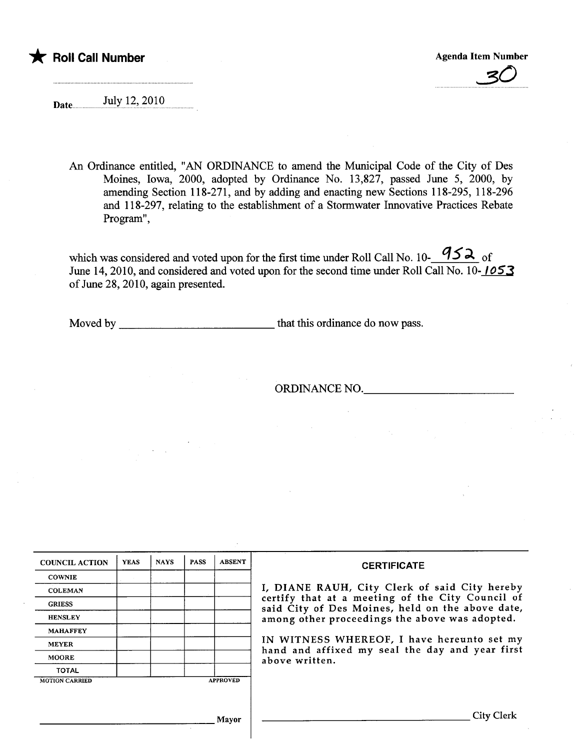★ **Roll Call Number**

Agenda Item Number

30

Date July 12, 2010

An Ordinance entitled, "AN ORDINANCE to amend the Municipal Code of the City of Des Moines, Iowa, 2000, adopted by Ordinance No. 13,827, passed June 5, 2000, by amending Section 118-271, and by adding and enacting new Sections 118-295, 118-296 and 118-297, relating to the establishment of a Stormwater Innovative Practices Rebate Program",

which was considered and voted upon for the first time under Roll Call No. 10-952 of June 14, 2010, and considered and voted upon for the second time under Roll Call No. 10-1053 of June 28, 2010, again presented.

Moved by \_\_\_\_\_\_\_\_\_\_\_\_\_\_\_\_\_\_\_\_\_\_\_\_\_\_\_ that this ordinance do now pass.

ORDINANCE NO.\_\_\_\_\_\_\_\_\_\_\_\_\_\_\_\_\_\_\_\_\_\_\_\_\_

| COUNCIL ACTION | YEAS | NAYS | PASS | ABSENT |
|---|---|---|---|---|
| COWNIE | | | | |
| COLEMAN | | | | |
| GRIESS | | | | |
| HENSLEY | | | | |
| MAHAFFEY | | | | |
| MEYER | | | | |
| MOORE | | | | |
| TOTAL | | | | |

MOTION CARRIED APPROVED

\_\_\_\_\_\_\_\_\_\_\_\_\_\_\_\_\_\_\_\_\_\_\_\_\_\_\_\_\_\_ Mayor

**CERTIFICATE**

I, DIANE RAUH, City Clerk of said City hereby certify that at a meeting of the City Council of said City of Des Moines, held on the above date, among other proceedings the above was adopted.

IN WITNESS WHEREOF, I have hereunto set my hand and affixed my seal the day and year first above written.

\_\_\_\_\_\_\_\_\_\_\_\_\_\_\_\_\_\_\_\_\_\_\_\_\_\_\_\_\_\_ City Clerk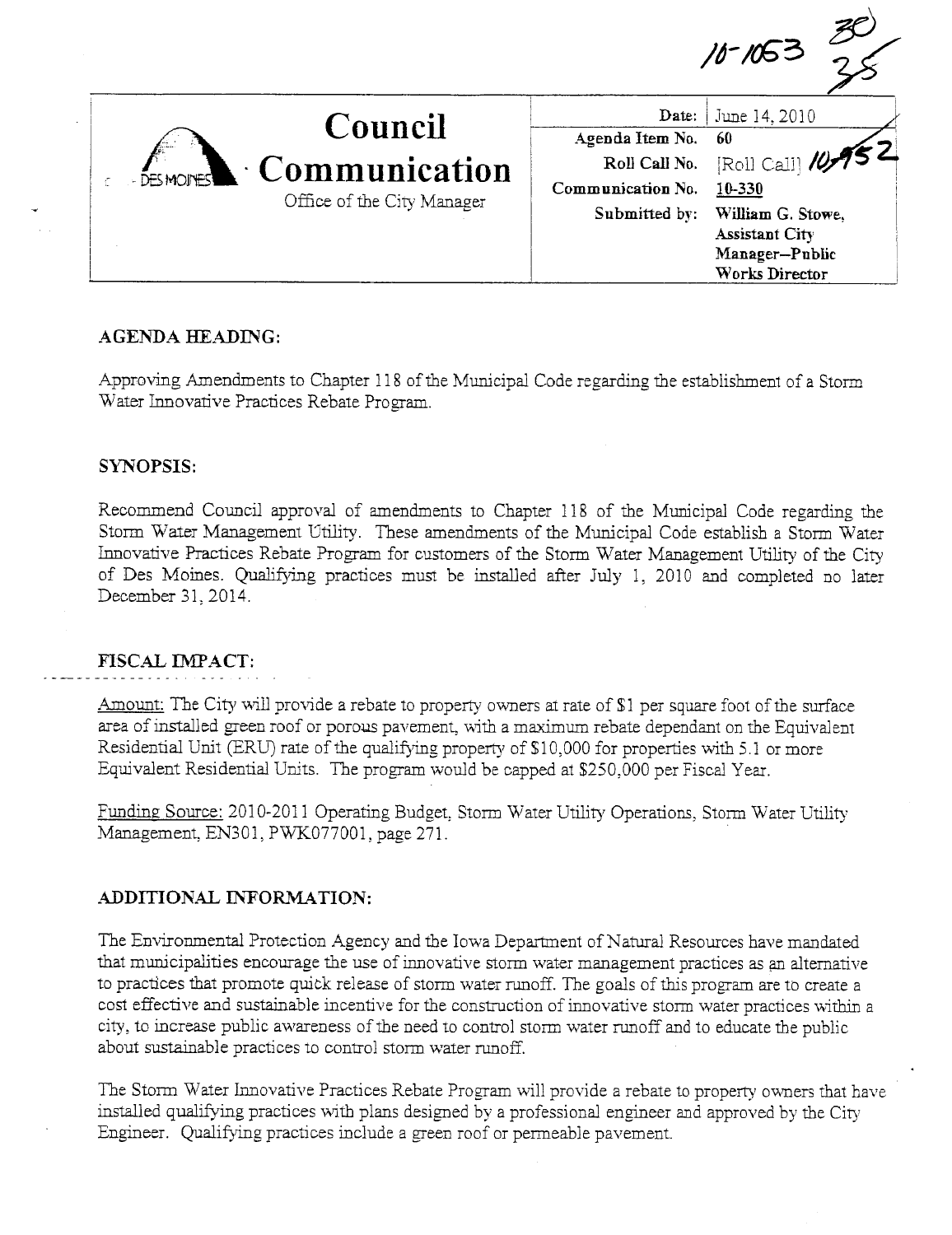10-1053

| | | |
|---|---|---|
| **Council Communication**<br>Office of the City Manager | Date: | June 14, 2010 |
| | Agenda Item No. | 60 |
| | Roll Call No. | [Roll Call] 10-952 |
| | Communication No. | 10-330 |
| | Submitted by: | William G. Stowe, Assistant City Manager–Public Works Director |

## AGENDA HEADING:

Approving Amendments to Chapter 118 of the Municipal Code regarding the establishment of a Storm Water Innovative Practices Rebate Program.

## SYNOPSIS:

Recommend Council approval of amendments to Chapter 118 of the Municipal Code regarding the Storm Water Management Utility. These amendments of the Municipal Code establish a Storm Water Innovative Practices Rebate Program for customers of the Storm Water Management Utility of the City of Des Moines. Qualifying practices must be installed after July 1, 2010 and completed no later December 31, 2014.

## FISCAL IMPACT:

Amount: The City will provide a rebate to property owners at rate of $1 per square foot of the surface area of installed green roof or porous pavement, with a maximum rebate dependant on the Equivalent Residential Unit (ERU) rate of the qualifying property of $10,000 for properties with 5.1 or more Equivalent Residential Units. The program would be capped at $250,000 per Fiscal Year.

Funding Source: 2010-2011 Operating Budget, Storm Water Utility Operations, Storm Water Utility Management, EN301, PWK077001, page 271.

## ADDITIONAL INFORMATION:

The Environmental Protection Agency and the Iowa Department of Natural Resources have mandated that municipalities encourage the use of innovative storm water management practices as an alternative to practices that promote quick release of storm water runoff. The goals of this program are to create a cost effective and sustainable incentive for the construction of innovative storm water practices within a city, to increase public awareness of the need to control storm water runoff and to educate the public about sustainable practices to control storm water runoff.

The Storm Water Innovative Practices Rebate Program will provide a rebate to property owners that have installed qualifying practices with plans designed by a professional engineer and approved by the City Engineer. Qualifying practices include a green roof or permeable pavement.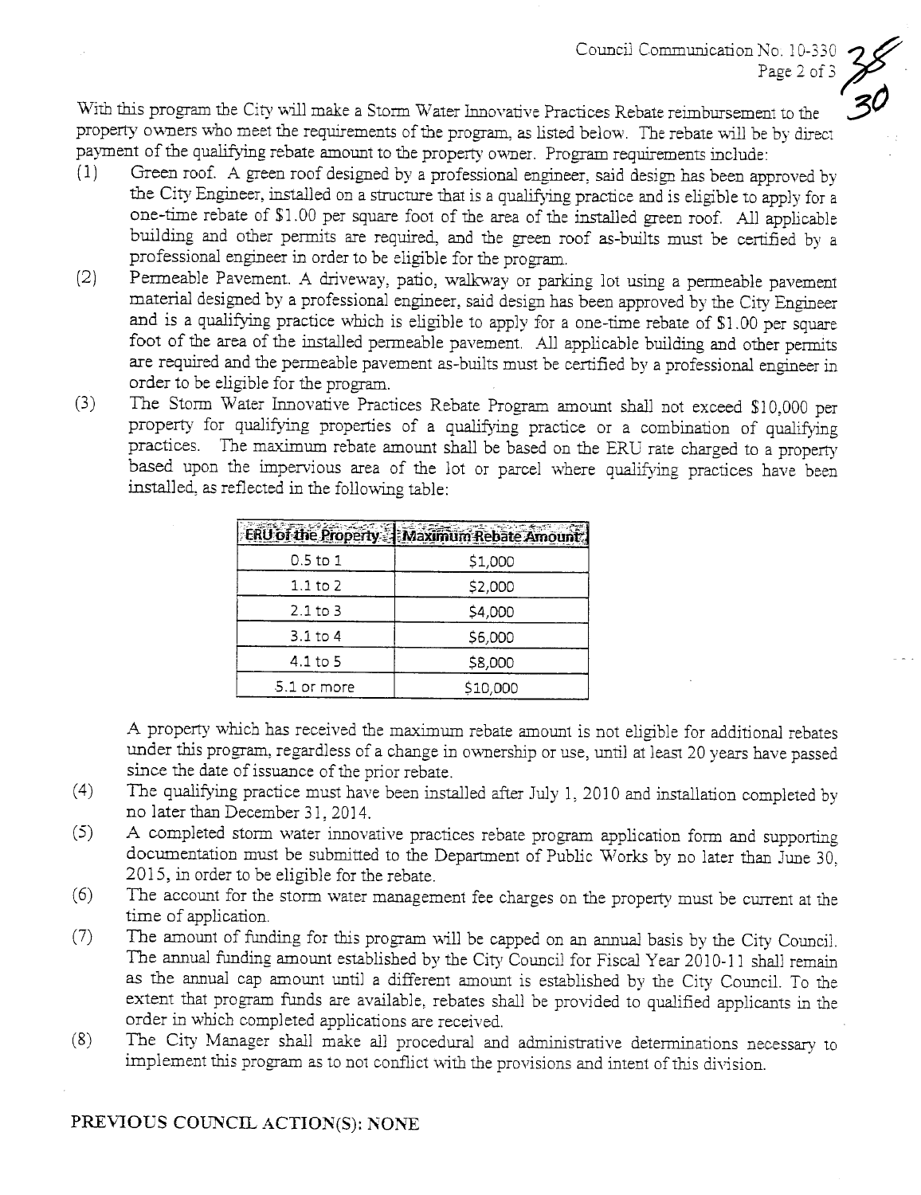With this program the City will make a Storm Water Innovative Practices Rebate reimbursement to the property owners who meet the requirements of the program, as listed below. The rebate will be by direct payment of the qualifying rebate amount to the property owner. Program requirements include:

(1) Green roof. A green roof designed by a professional engineer, said design has been approved by the City Engineer, installed on a structure that is a qualifying practice and is eligible to apply for a one-time rebate of $1.00 per square foot of the area of the installed green roof. All applicable building and other permits are required, and the green roof as-builts must be certified by a professional engineer in order to be eligible for the program.

(2) Permeable Pavement. A driveway, patio, walkway or parking lot using a permeable pavement material designed by a professional engineer, said design has been approved by the City Engineer and is a qualifying practice which is eligible to apply for a one-time rebate of $1.00 per square foot of the area of the installed permeable pavement. All applicable building and other permits are required and the permeable pavement as-builts must be certified by a professional engineer in order to be eligible for the program.

(3) The Storm Water Innovative Practices Rebate Program amount shall not exceed $10,000 per property for qualifying properties of a qualifying practice or a combination of qualifying practices. The maximum rebate amount shall be based on the ERU rate charged to a property based upon the impervious area of the lot or parcel where qualifying practices have been installed, as reflected in the following table:

| ERU of the Property | Maximum Rebate Amount |
|---|---|
| 0.5 to 1 | $1,000 |
| 1.1 to 2 | $2,000 |
| 2.1 to 3 | $4,000 |
| 3.1 to 4 | $6,000 |
| 4.1 to 5 | $8,000 |
| 5.1 or more | $10,000 |

A property which has received the maximum rebate amount is not eligible for additional rebates under this program, regardless of a change in ownership or use, until at least 20 years have passed since the date of issuance of the prior rebate.

(4) The qualifying practice must have been installed after July 1, 2010 and installation completed by no later than December 31, 2014.

(5) A completed storm water innovative practices rebate program application form and supporting documentation must be submitted to the Department of Public Works by no later than June 30, 2015, in order to be eligible for the rebate.

(6) The account for the storm water management fee charges on the property must be current at the time of application.

(7) The amount of funding for this program will be capped on an annual basis by the City Council. The annual funding amount established by the City Council for Fiscal Year 2010-11 shall remain as the annual cap amount until a different amount is established by the City Council. To the extent that program funds are available, rebates shall be provided to qualified applicants in the order in which completed applications are received.

(8) The City Manager shall make all procedural and administrative determinations necessary to implement this program as to not conflict with the provisions and intent of this division.

**PREVIOUS COUNCIL ACTION(S): NONE**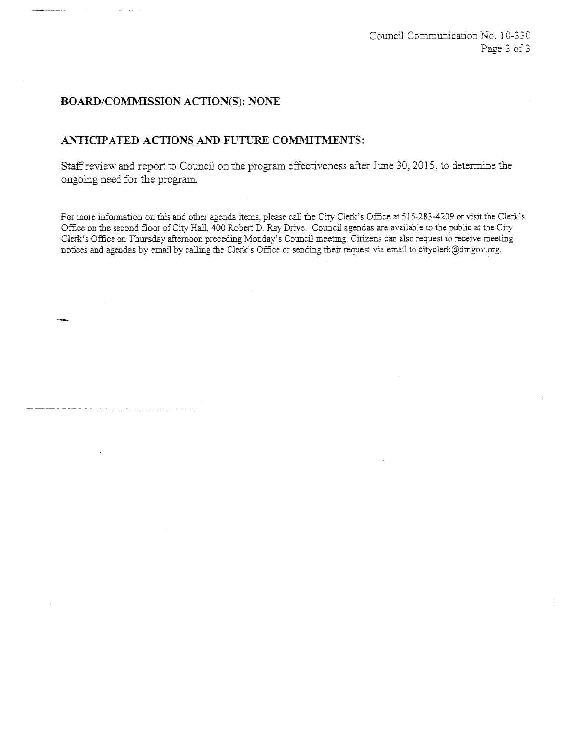**BOARD/COMMISSION ACTION(S): NONE**

**ANTICIPATED ACTIONS AND FUTURE COMMITMENTS:**

Staff review and report to Council on the program effectiveness after June 30, 2015, to determine the ongoing need for the program.

For more information on this and other agenda items, please call the City Clerk's Office at 515-283-4209 or visit the Clerk's Office on the second floor of City Hall, 400 Robert D. Ray Drive. Council agendas are available to the public at the City Clerk's Office on Thursday afternoon preceding Monday's Council meeting. Citizens can also request to receive meeting notices and agendas by email by calling the Clerk's Office or sending their request via email to cityclerk@dmgov.org.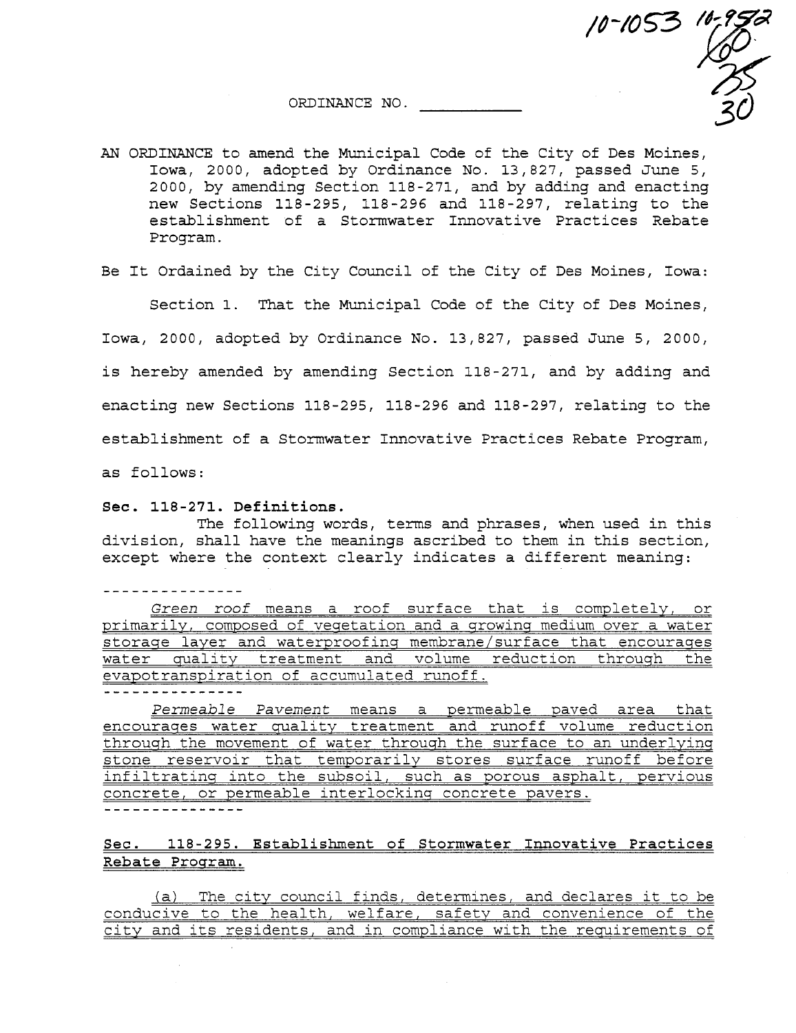10-1053 10-952 60 35 30

ORDINANCE NO. ___________

AN ORDINANCE to amend the Municipal Code of the City of Des Moines, Iowa, 2000, adopted by Ordinance No. 13,827, passed June 5, 2000, by amending Section 118-271, and by adding and enacting new Sections 118-295, 118-296 and 118-297, relating to the establishment of a Stormwater Innovative Practices Rebate Program.

Be It Ordained by the City Council of the City of Des Moines, Iowa:

Section 1. That the Municipal Code of the City of Des Moines, Iowa, 2000, adopted by Ordinance No. 13,827, passed June 5, 2000, is hereby amended by amending Section 118-271, and by adding and enacting new Sections 118-295, 118-296 and 118-297, relating to the establishment of a Stormwater Innovative Practices Rebate Program, as follows:

**Sec. 118-271. Definitions.**

The following words, terms and phrases, when used in this division, shall have the meanings ascribed to them in this section, except where the context clearly indicates a different meaning:

---------------

*Green roof* means a roof surface that is completely, or primarily, composed of vegetation and a growing medium over a water storage layer and waterproofing membrane/surface that encourages water quality treatment and volume reduction through the evapotranspiration of accumulated runoff.

---------------

*Permeable Pavement* means a permeable paved area that encourages water quality treatment and runoff volume reduction through the movement of water through the surface to an underlying stone reservoir that temporarily stores surface runoff before infiltrating into the subsoil, such as porous asphalt, pervious concrete, or permeable interlocking concrete pavers.

---------------

**Sec. 118-295. Establishment of Stormwater Innovative Practices Rebate Program.**

(a) The city council finds, determines, and declares it to be conducive to the health, welfare, safety and convenience of the city and its residents, and in compliance with the requirements of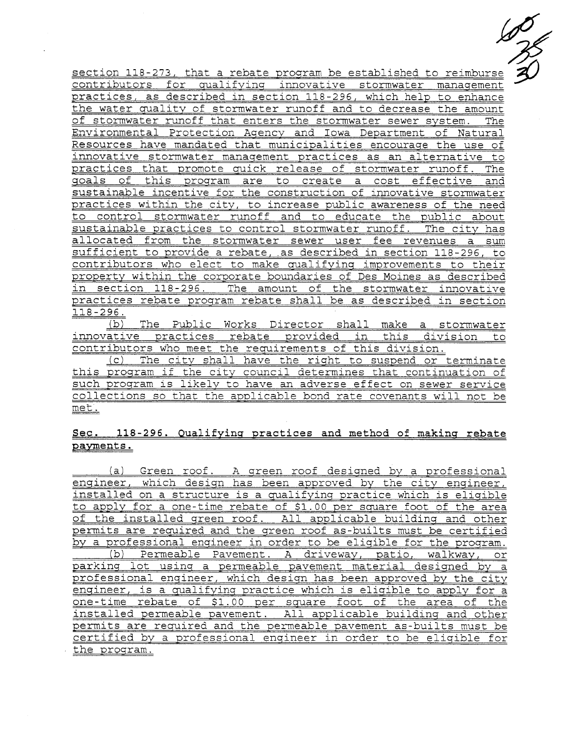section 118-273, that a rebate program be established to reimburse contributors for qualifying innovative stormwater management practices, as described in section 118-296, which help to enhance the water quality of stormwater runoff and to decrease the amount of stormwater runoff that enters the stormwater sewer system. The Environmental Protection Agency and Iowa Department of Natural Resources have mandated that municipalities encourage the use of innovative stormwater management practices as an alternative to practices that promote quick release of stormwater runoff. The goals of this program are to create a cost effective and sustainable incentive for the construction of innovative stormwater practices within the city, to increase public awareness of the need to control stormwater runoff and to educate the public about sustainable practices to control stormwater runoff. The city has allocated from the stormwater sewer user fee revenues a sum sufficient to provide a rebate, as described in section 118-296, to contributors who elect to make qualifying improvements to their property within the corporate boundaries of Des Moines as described in section 118-296. The amount of the stormwater innovative practices rebate program rebate shall be as described in section 118-296.

(b) The Public Works Director shall make a stormwater innovative practices rebate provided in this division to contributors who meet the requirements of this division.

(c) The city shall have the right to suspend or terminate this program if the city council determines that continuation of such program is likely to have an adverse effect on sewer service collections so that the applicable bond rate covenants will not be met.

**Sec. 118-296. Qualifying practices and method of making rebate payments.**

(a) Green roof. A green roof designed by a professional engineer, which design has been approved by the city engineer, installed on a structure is a qualifying practice which is eligible to apply for a one-time rebate of $1.00 per square foot of the area of the installed green roof. All applicable building and other permits are required and the green roof as-builts must be certified by a professional engineer in order to be eligible for the program.

(b) Permeable Pavement. A driveway, patio, walkway, or parking lot using a permeable pavement material designed by a professional engineer, which design has been approved by the city engineer, is a qualifying practice which is eligible to apply for a one-time rebate of $1.00 per square foot of the area of the installed permeable pavement. All applicable building and other permits are required and the permeable pavement as-builts must be certified by a professional engineer in order to be eligible for the program.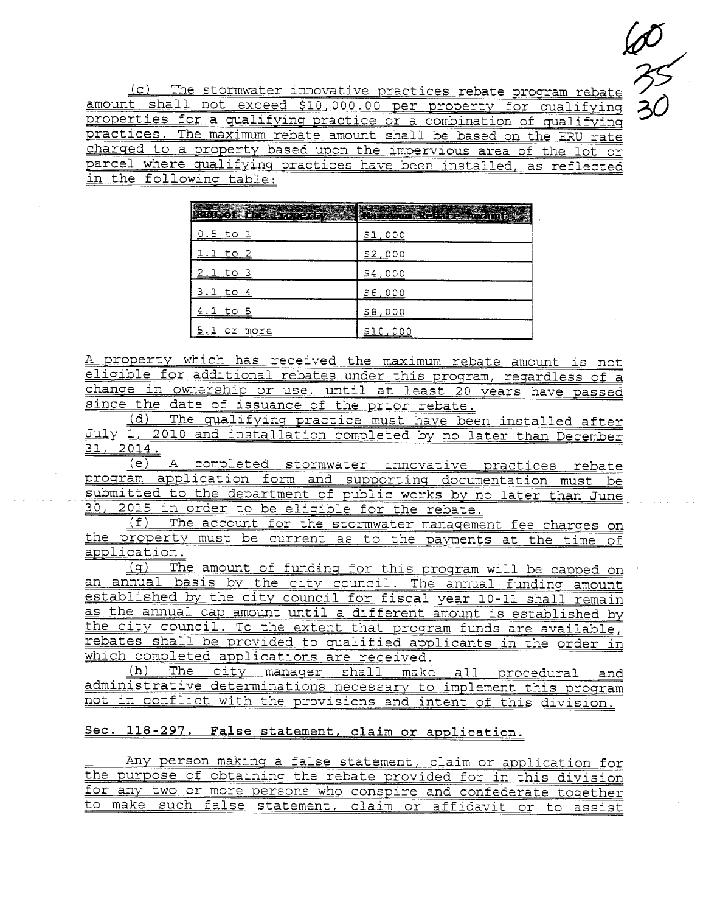(c) The stormwater innovative practices rebate program rebate amount shall not exceed $10,000.00 per property for qualifying properties for a qualifying practice or a combination of qualifying practices. The maximum rebate amount shall be based on the ERU rate charged to a property based upon the impervious area of the lot or parcel where qualifying practices have been installed, as reflected in the following table:

| ERUs of the Property | Maximum Rebate Amount |
|---|---|
| 0.5 to 1 | $1,000 |
| 1.1 to 2 | $2,000 |
| 2.1 to 3 | $4,000 |
| 3.1 to 4 | $6,000 |
| 4.1 to 5 | $8,000 |
| 5.1 or more | $10,000 |

A property which has received the maximum rebate amount is not eligible for additional rebates under this program, regardless of a change in ownership or use, until at least 20 years have passed since the date of issuance of the prior rebate.

(d) The qualifying practice must have been installed after July 1, 2010 and installation completed by no later than December 31, 2014.

(e) A completed stormwater innovative practices rebate program application form and supporting documentation must be submitted to the department of public works by no later than June 30, 2015 in order to be eligible for the rebate.

(f) The account for the stormwater management fee charges on the property must be current as to the payments at the time of application.

(g) The amount of funding for this program will be capped on an annual basis by the city council. The annual funding amount established by the city council for fiscal year 10-11 shall remain as the annual cap amount until a different amount is established by the city council. To the extent that program funds are available, rebates shall be provided to qualified applicants in the order in which completed applications are received.

(h) The city manager shall make all procedural and administrative determinations necessary to implement this program not in conflict with the provisions and intent of this division.

**Sec. 118-297. False statement, claim or application.**

Any person making a false statement, claim or application for the purpose of obtaining the rebate provided for in this division for any two or more persons who conspire and confederate together to make such false statement, claim or affidavit or to assist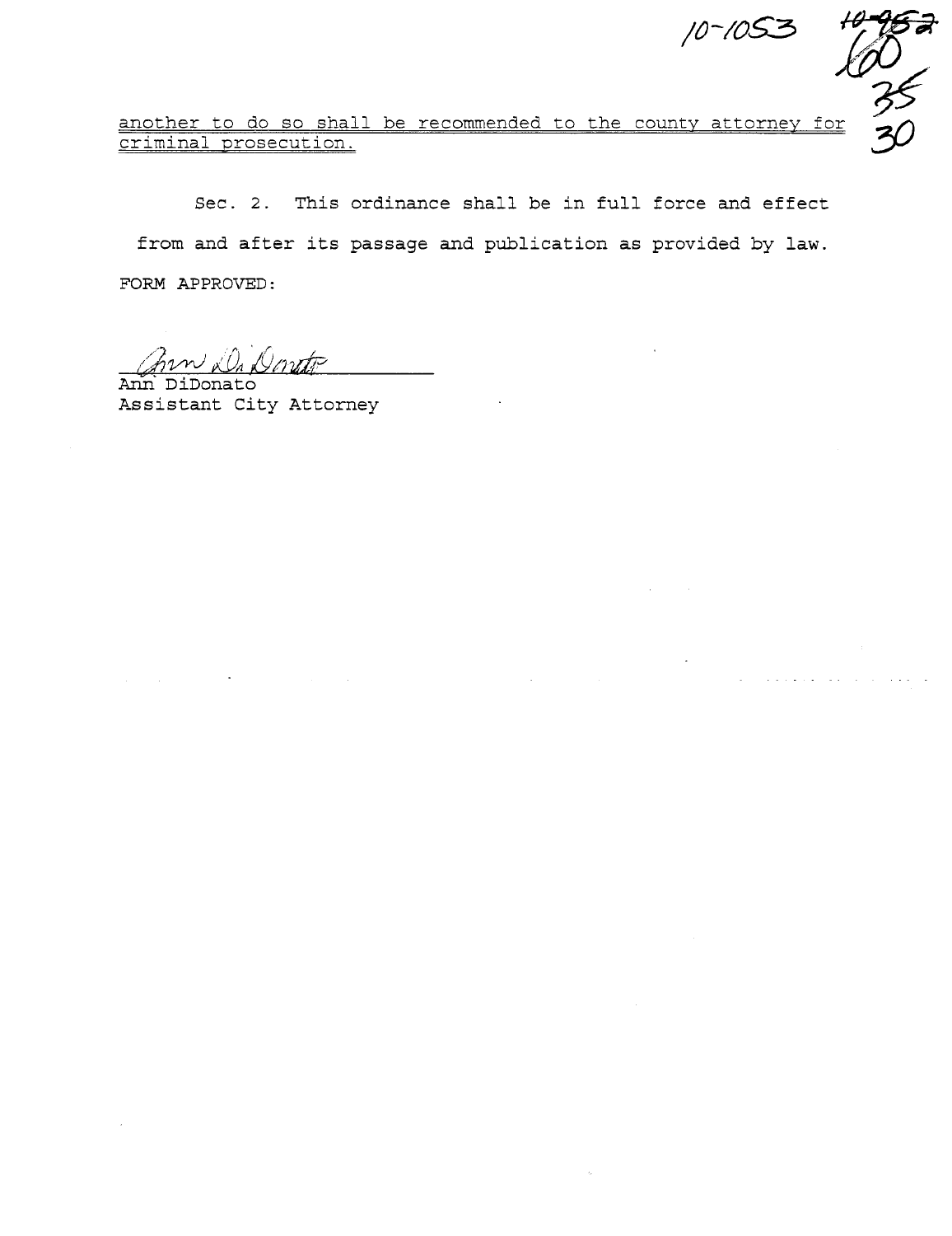10-1053

another to do so shall be recommended to the county attorney for criminal prosecution.

Sec. 2. This ordinance shall be in full force and effect from and after its passage and publication as provided by law.

FORM APPROVED:

Ann DiDonato
Assistant City Attorney